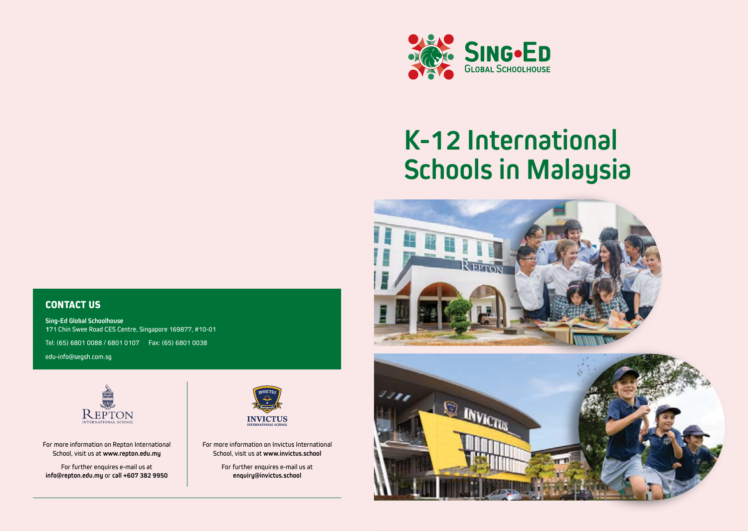SING•ED
GLOBAL SCHOOLHOUSE

# K-12 International Schools in Malaysia

## CONTACT US

**Sing-Ed Global Schoolhouse**
171 Chin Swee Road CES Centre, Singapore 169877, #10-01

Tel: (65) 6801 0088 / 6801 0107     Fax: (65) 6801 0038

edu-info@segsh.com.sg

REPTON
INTERNATIONAL SCHOOL

For more information on Repton International School, visit us at **www.repton.edu.my**

For further enquires e-mail us at **info@repton.edu.my** or **call +607 382 9950**

INVICTUS
INTERNATIONAL SCHOOL

For more information on Invictus International School, visit us at **www.invictus.school**

For further enquires e-mail us at **enquiry@invictus.school**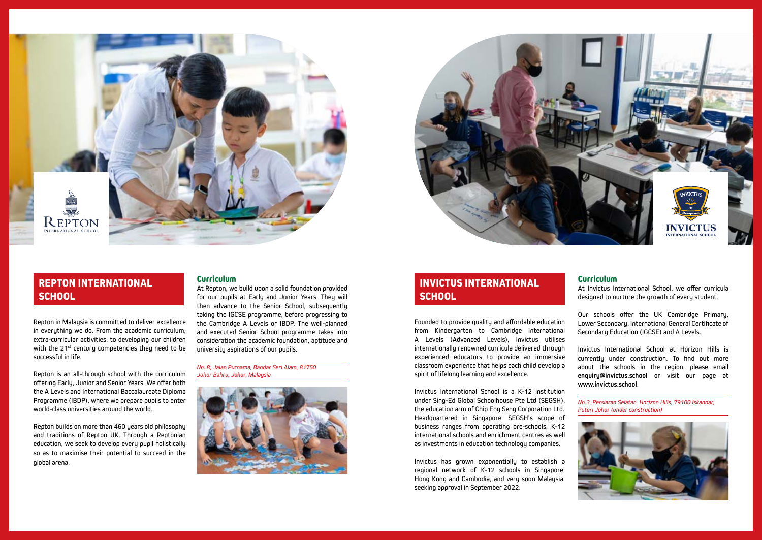## REPTON INTERNATIONAL SCHOOL

Repton in Malaysia is committed to deliver excellence in everything we do. From the academic curriculum, extra-curricular activities, to developing our children with the 21st century competencies they need to be successful in life.

Repton is an all-through school with the curriculum offering Early, Junior and Senior Years. We offer both the A Levels and International Baccalaureate Diploma Programme (IBDP), where we prepare pupils to enter world-class universities around the world.

Repton builds on more than 460 years old philosophy and traditions of Repton UK. Through a Reptonian education, we seek to develop every pupil holistically so as to maximise their potential to succeed in the global arena.

### Curriculum

At Repton, we build upon a solid foundation provided for our pupils at Early and Junior Years. They will then advance to the Senior School, subsequently taking the IGCSE programme, before progressing to the Cambridge A Levels or IBDP. The well-planned and executed Senior School programme takes into consideration the academic foundation, aptitude and university aspirations of our pupils.

*No. 8, Jalan Purnama, Bandar Seri Alam, 81750 Johor Bahru, Johor, Malaysia*

## INVICTUS INTERNATIONAL SCHOOL

Founded to provide quality and affordable education from Kindergarten to Cambridge International A Levels (Advanced Levels), Invictus utilises internationally renowned curricula delivered through experienced educators to provide an immersive classroom experience that helps each child develop a spirit of lifelong learning and excellence.

Invictus International School is a K-12 institution under Sing-Ed Global Schoolhouse Pte Ltd (SEGSH), the education arm of Chip Eng Seng Corporation Ltd. Headquartered in Singapore. SEGSH's scope of business ranges from operating pre-schools, K-12 international schools and enrichment centres as well as investments in education technology companies.

Invictus has grown exponentially to establish a regional network of K-12 schools in Singapore, Hong Kong and Cambodia, and very soon Malaysia, seeking approval in September 2022.

### Curriculum

At Invictus International School, we offer curricula designed to nurture the growth of every student.

Our schools offer the UK Cambridge Primary, Lower Secondary, International General Certificate of Secondary Education (IGCSE) and A Levels.

Invictus International School at Horizon Hills is currently under construction. To find out more about the schools in the region, please email **enquiry@invictus.school** or visit our page at **www.invictus.school**.

*No.3, Persiaran Selatan, Horizon Hills, 79100 Iskandar, Puteri Johor (under construction)*